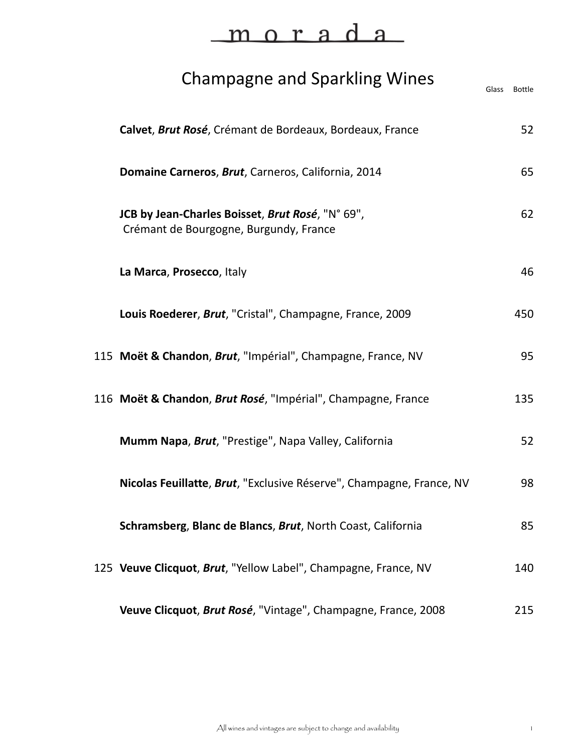# morada

## Champagne and Sparkling Wines

| | | Glass | Bottle |
|---|---|---|---|
| | **Calvet**, ***Brut Rosé***, Crémant de Bordeaux, Bordeaux, France | | 52 |
| | **Domaine Carneros**, ***Brut***, Carneros, California, 2014 | | 65 |
| | **JCB by Jean-Charles Boisset**, ***Brut Rosé***, "N° 69", Crémant de Bourgogne, Burgundy, France | | 62 |
| | **La Marca**, **Prosecco**, Italy | | 46 |
| | **Louis Roederer**, ***Brut***, "Cristal", Champagne, France, 2009 | | 450 |
| 115 | **Moët & Chandon**, ***Brut***, "Impérial", Champagne, France, NV | | 95 |
| 116 | **Moët & Chandon**, ***Brut Rosé***, "Impérial", Champagne, France | | 135 |
| | **Mumm Napa**, ***Brut***, "Prestige", Napa Valley, California | | 52 |
| | **Nicolas Feuillatte**, ***Brut***, "Exclusive Réserve", Champagne, France, NV | | 98 |
| | **Schramsberg**, **Blanc de Blancs**, ***Brut***, North Coast, California | | 85 |
| 125 | **Veuve Clicquot**, ***Brut***, "Yellow Label", Champagne, France, NV | | 140 |
| | **Veuve Clicquot**, ***Brut Rosé***, "Vintage", Champagne, France, 2008 | | 215 |

All wines and vintages are subject to change and availability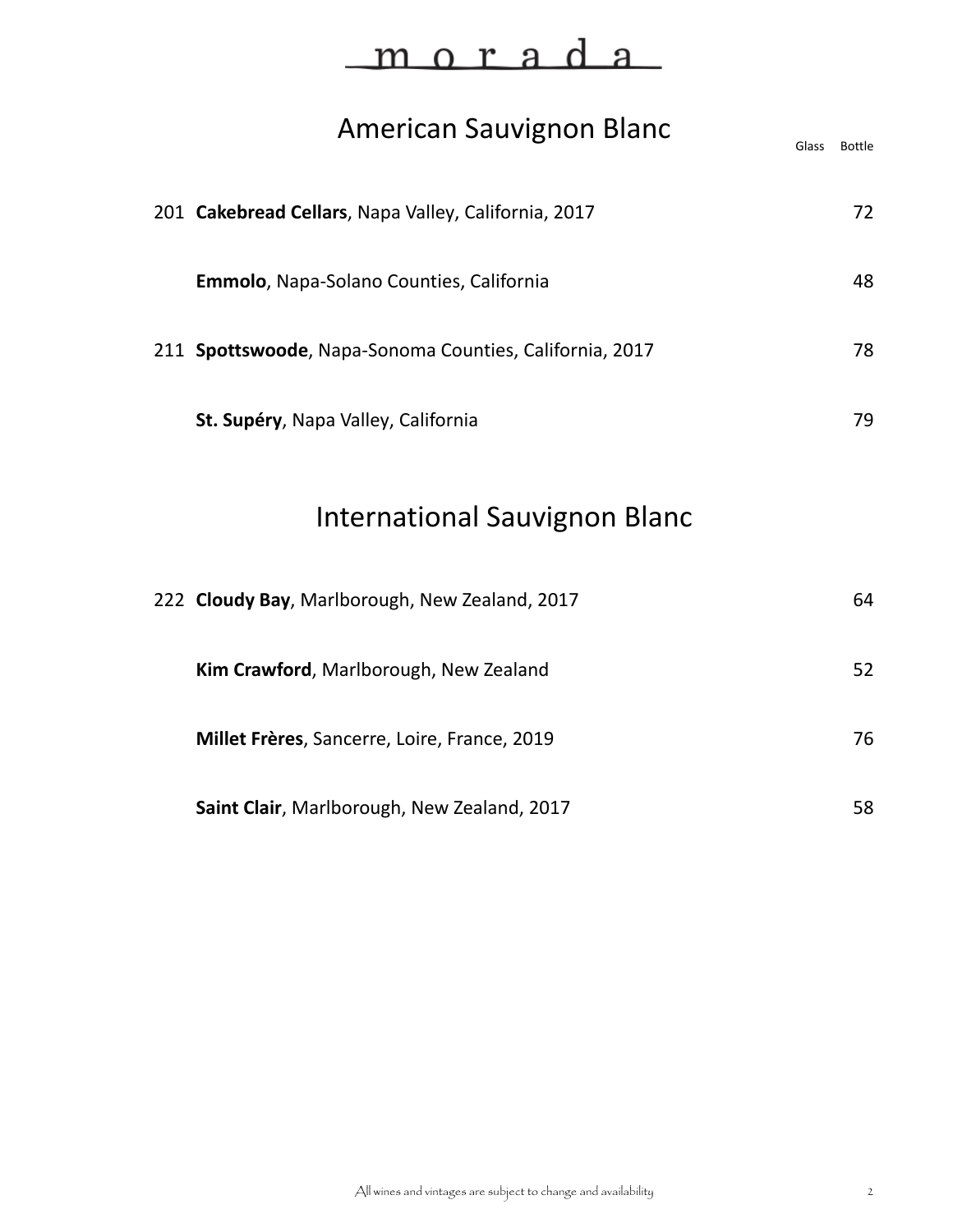morada

## American Sauvignon Blanc

| # | Wine | Glass | Bottle |
|---|---|---|---|
| 201 | **Cakebread Cellars**, Napa Valley, California, 2017 | | 72 |
| | **Emmolo**, Napa-Solano Counties, California | | 48 |
| 211 | **Spottswoode**, Napa-Sonoma Counties, California, 2017 | | 78 |
| | **St. Supéry**, Napa Valley, California | | 79 |

## International Sauvignon Blanc

| # | Wine | Glass | Bottle |
|---|---|---|---|
| 222 | **Cloudy Bay**, Marlborough, New Zealand, 2017 | | 64 |
| | **Kim Crawford**, Marlborough, New Zealand | | 52 |
| | **Millet Frères**, Sancerre, Loire, France, 2019 | | 76 |
| | **Saint Clair**, Marlborough, New Zealand, 2017 | | 58 |

All wines and vintages are subject to change and availability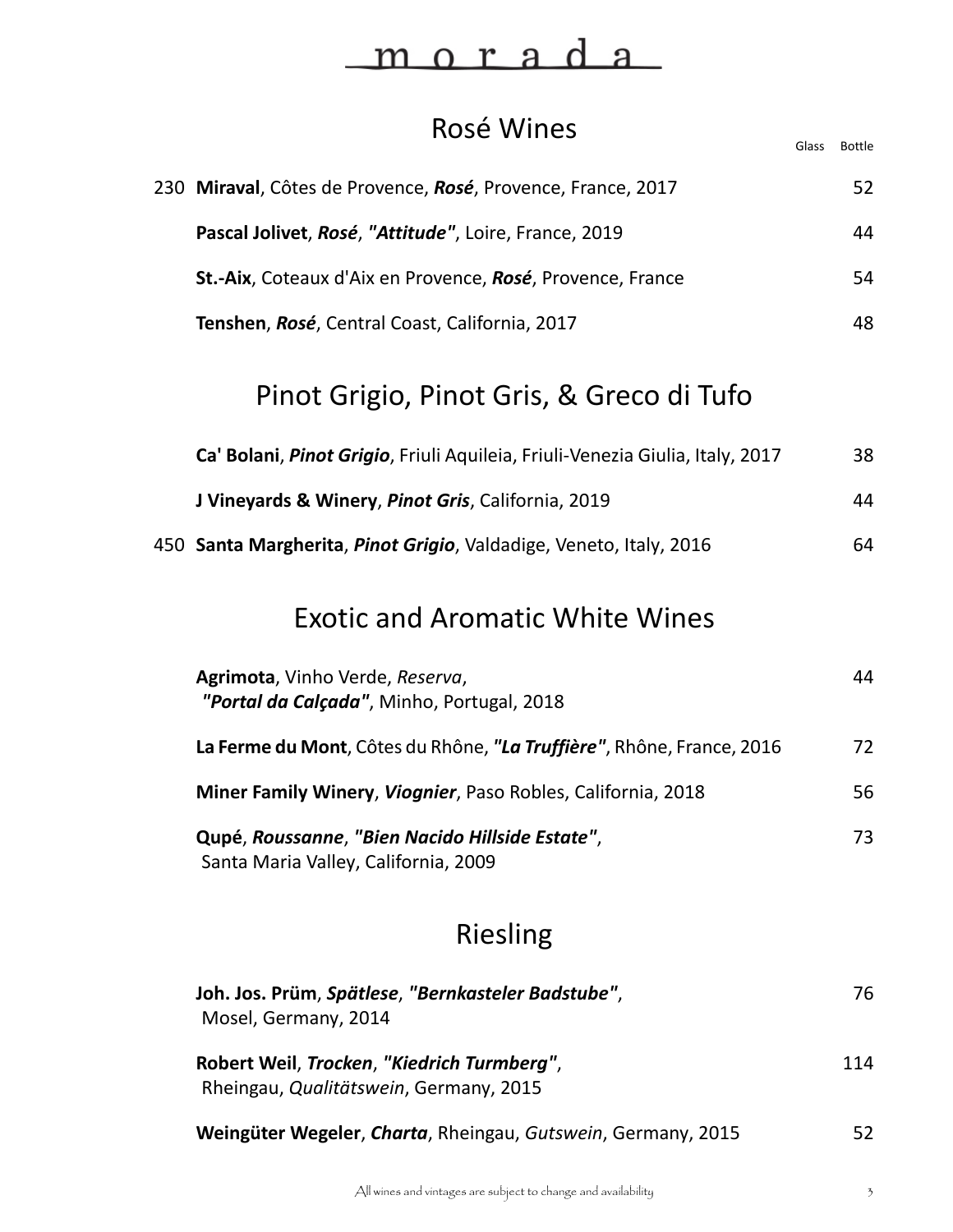# morada

## Rosé Wines

| Bin | Wine | Glass | Bottle |
|---|---|---|---|
| 230 | **Miraval**, Côtes de Provence, ***Rosé***, Provence, France, 2017 | | 52 |
| | **Pascal Jolivet**, ***Rosé***, ***"Attitude"***, Loire, France, 2019 | | 44 |
| | **St.-Aix**, Coteaux d'Aix en Provence, ***Rosé***, Provence, France | | 54 |
| | **Tenshen**, ***Rosé***, Central Coast, California, 2017 | | 48 |

## Pinot Grigio, Pinot Gris, & Greco di Tufo

| Bin | Wine | Glass | Bottle |
|---|---|---|---|
| | **Ca' Bolani**, ***Pinot Grigio***, Friuli Aquileia, Friuli-Venezia Giulia, Italy, 2017 | | 38 |
| | **J Vineyards & Winery**, ***Pinot Gris***, California, 2019 | | 44 |
| 450 | **Santa Margherita**, ***Pinot Grigio***, Valdadige, Veneto, Italy, 2016 | | 64 |

## Exotic and Aromatic White Wines

| Bin | Wine | Glass | Bottle |
|---|---|---|---|
| | **Agrimota**, Vinho Verde, *Reserva*, ***"Portal da Calçada"***, Minho, Portugal, 2018 | | 44 |
| | **La Ferme du Mont**, Côtes du Rhône, ***"La Truffière"***, Rhône, France, 2016 | | 72 |
| | **Miner Family Winery**, ***Viognier***, Paso Robles, California, 2018 | | 56 |
| | **Qupé**, ***Roussanne***, ***"Bien Nacido Hillside Estate"***, Santa Maria Valley, California, 2009 | | 73 |

## Riesling

| Bin | Wine | Glass | Bottle |
|---|---|---|---|
| | **Joh. Jos. Prüm**, ***Spätlese***, ***"Bernkasteler Badstube"***, Mosel, Germany, 2014 | | 76 |
| | **Robert Weil**, ***Trocken***, ***"Kiedrich Turmberg"***, Rheingau, *Qualitätswein*, Germany, 2015 | | 114 |
| | **Weingüter Wegeler**, ***Charta***, Rheingau, *Gutswein*, Germany, 2015 | | 52 |

All wines and vintages are subject to change and availability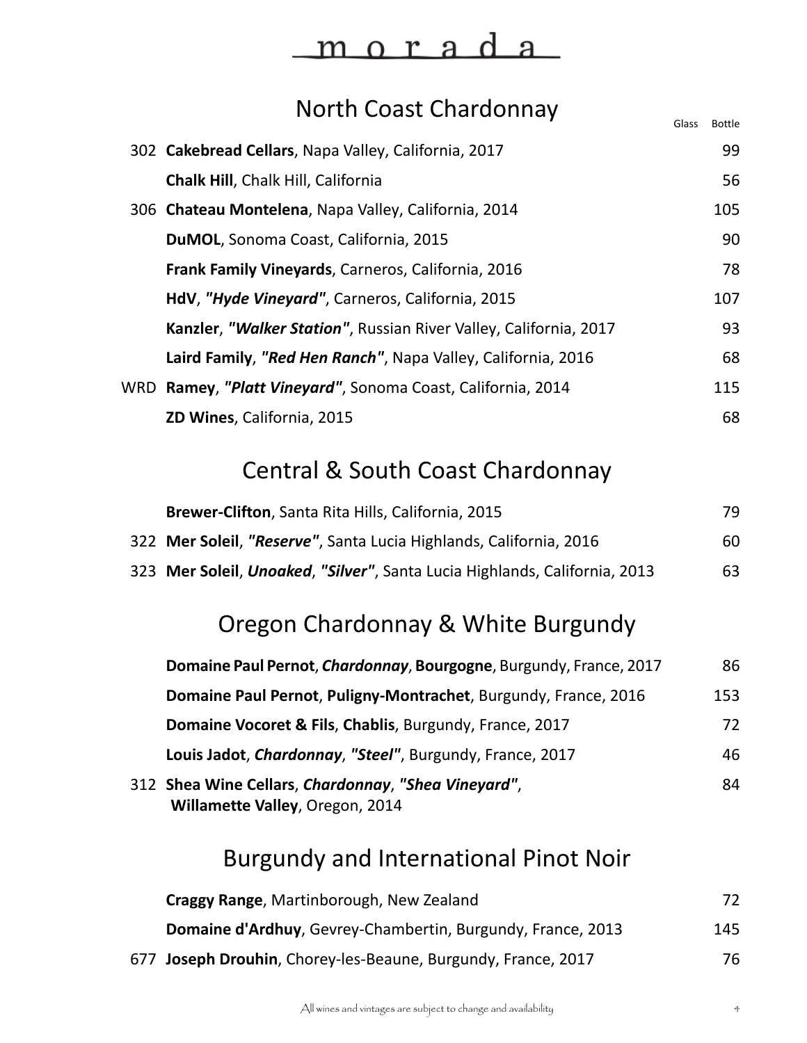# morada

## North Coast Chardonnay

| | | Glass | Bottle |
|---|---|---|---|
| 302 | **Cakebread Cellars**, Napa Valley, California, 2017 | | 99 |
| | **Chalk Hill**, Chalk Hill, California | | 56 |
| 306 | **Chateau Montelena**, Napa Valley, California, 2014 | | 105 |
| | **DuMOL**, Sonoma Coast, California, 2015 | | 90 |
| | **Frank Family Vineyards**, Carneros, California, 2016 | | 78 |
| | **HdV**, ***"Hyde Vineyard"***, Carneros, California, 2015 | | 107 |
| | **Kanzler**, ***"Walker Station"***, Russian River Valley, California, 2017 | | 93 |
| | **Laird Family**, ***"Red Hen Ranch"***, Napa Valley, California, 2016 | | 68 |
| WRD | **Ramey**, ***"Platt Vineyard"***, Sonoma Coast, California, 2014 | | 115 |
| | **ZD Wines**, California, 2015 | | 68 |

## Central & South Coast Chardonnay

| | | Glass | Bottle |
|---|---|---|---|
| | **Brewer-Clifton**, Santa Rita Hills, California, 2015 | | 79 |
| 322 | **Mer Soleil**, ***"Reserve"***, Santa Lucia Highlands, California, 2016 | | 60 |
| 323 | **Mer Soleil**, ***Unoaked***, ***"Silver"***, Santa Lucia Highlands, California, 2013 | | 63 |

## Oregon Chardonnay & White Burgundy

| | | Glass | Bottle |
|---|---|---|---|
| | **Domaine Paul Pernot**, ***Chardonnay***, **Bourgogne**, Burgundy, France, 2017 | | 86 |
| | **Domaine Paul Pernot**, **Puligny-Montrachet**, Burgundy, France, 2016 | | 153 |
| | **Domaine Vocoret & Fils**, **Chablis**, Burgundy, France, 2017 | | 72 |
| | **Louis Jadot**, ***Chardonnay***, ***"Steel"***, Burgundy, France, 2017 | | 46 |
| 312 | **Shea Wine Cellars**, ***Chardonnay***, ***"Shea Vineyard"***, **Willamette Valley**, Oregon, 2014 | | 84 |

## Burgundy and International Pinot Noir

| | | Glass | Bottle |
|---|---|---|---|
| | **Craggy Range**, Martinborough, New Zealand | | 72 |
| | **Domaine d'Ardhuy**, Gevrey-Chambertin, Burgundy, France, 2013 | | 145 |
| 677 | **Joseph Drouhin**, Chorey-les-Beaune, Burgundy, France, 2017 | | 76 |

All wines and vintages are subject to change and availability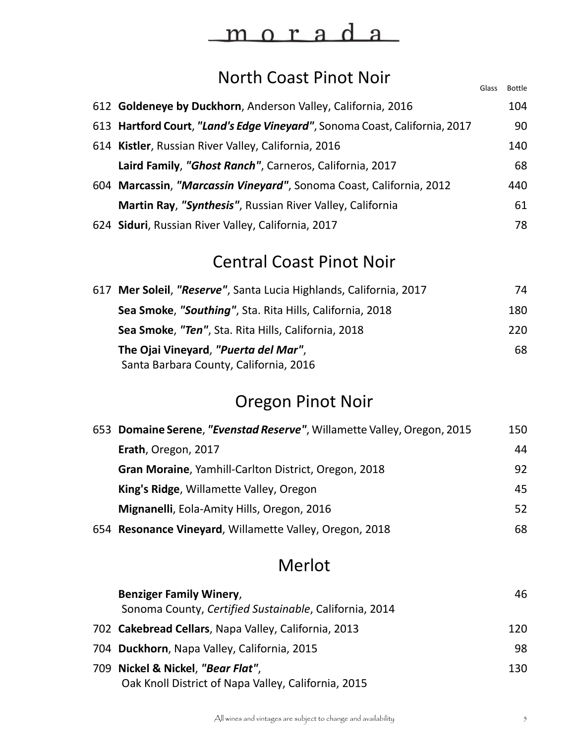# morada

## North Coast Pinot Noir

| | | Glass | Bottle |
|---|---|---|---|
| 612 | **Goldeneye by Duckhorn**, Anderson Valley, California, 2016 | | 104 |
| 613 | **Hartford Court**, ***"Land's Edge Vineyard"***, Sonoma Coast, California, 2017 | | 90 |
| 614 | **Kistler**, Russian River Valley, California, 2016 | | 140 |
| | **Laird Family**, ***"Ghost Ranch"***, Carneros, California, 2017 | | 68 |
| 604 | **Marcassin**, ***"Marcassin Vineyard"***, Sonoma Coast, California, 2012 | | 440 |
| | **Martin Ray**, ***"Synthesis"***, Russian River Valley, California | | 61 |
| 624 | **Siduri**, Russian River Valley, California, 2017 | | 78 |

## Central Coast Pinot Noir

| | | Glass | Bottle |
|---|---|---|---|
| 617 | **Mer Soleil**, ***"Reserve"***, Santa Lucia Highlands, California, 2017 | | 74 |
| | **Sea Smoke**, ***"Southing"***, Sta. Rita Hills, California, 2018 | | 180 |
| | **Sea Smoke**, ***"Ten"***, Sta. Rita Hills, California, 2018 | | 220 |
| | **The Ojai Vineyard**, ***"Puerta del Mar"***, Santa Barbara County, California, 2016 | | 68 |

## Oregon Pinot Noir

| | | Glass | Bottle |
|---|---|---|---|
| 653 | **Domaine Serene**, ***"Evenstad Reserve"***, Willamette Valley, Oregon, 2015 | | 150 |
| | **Erath**, Oregon, 2017 | | 44 |
| | **Gran Moraine**, Yamhill-Carlton District, Oregon, 2018 | | 92 |
| | **King's Ridge**, Willamette Valley, Oregon | | 45 |
| | **Mignanelli**, Eola-Amity Hills, Oregon, 2016 | | 52 |
| 654 | **Resonance Vineyard**, Willamette Valley, Oregon, 2018 | | 68 |

## Merlot

| | | Glass | Bottle |
|---|---|---|---|
| | **Benziger Family Winery**, Sonoma County, *Certified Sustainable*, California, 2014 | | 46 |
| 702 | **Cakebread Cellars**, Napa Valley, California, 2013 | | 120 |
| 704 | **Duckhorn**, Napa Valley, California, 2015 | | 98 |
| 709 | **Nickel & Nickel**, ***"Bear Flat"***, Oak Knoll District of Napa Valley, California, 2015 | | 130 |

All wines and vintages are subject to change and availability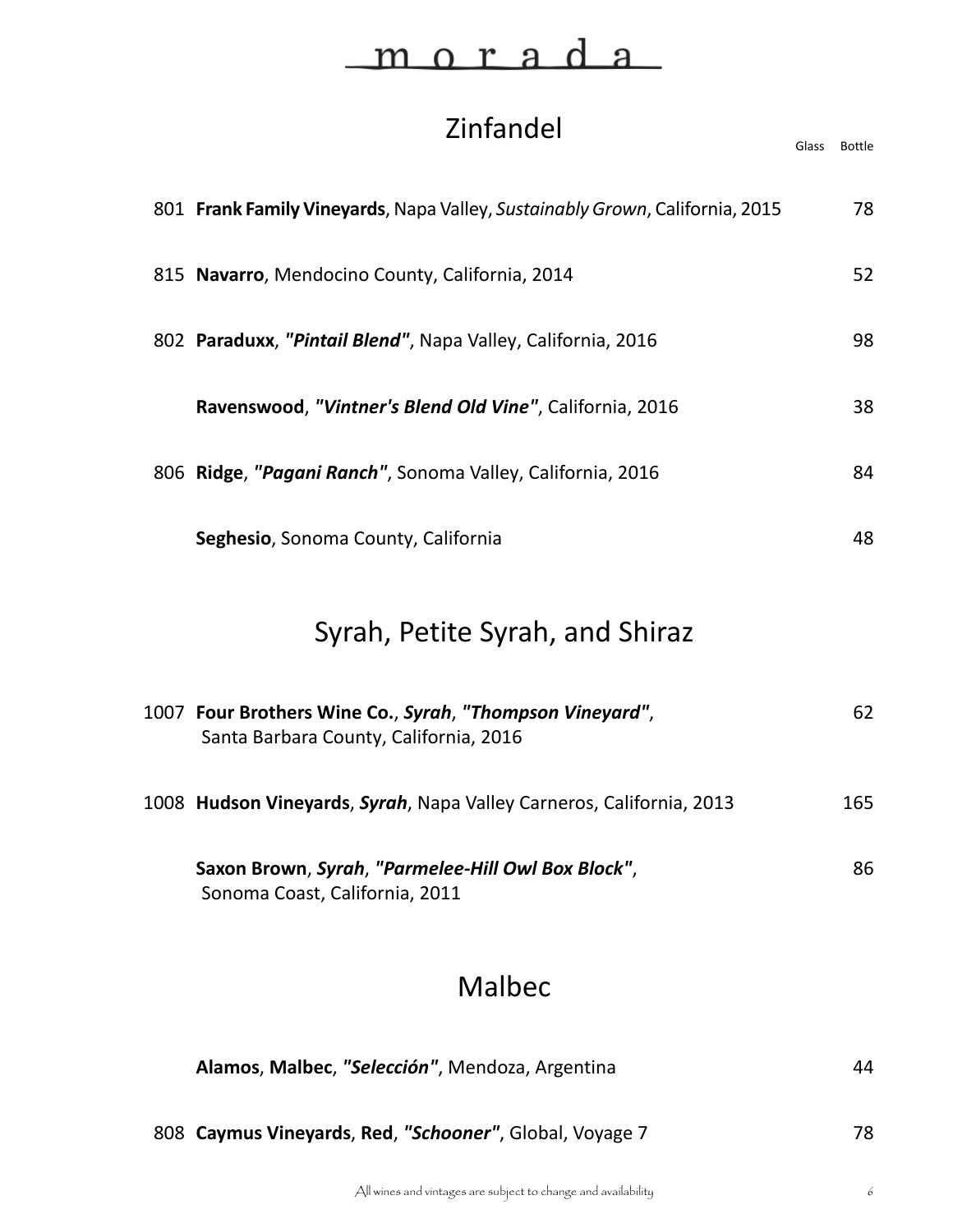# morada

## Zinfandel

| | Wine | Glass | Bottle |
|---|---|---|---|
| 801 | **Frank Family Vineyards**, Napa Valley, *Sustainably Grown*, California, 2015 | | 78 |
| 815 | **Navarro**, Mendocino County, California, 2014 | | 52 |
| 802 | **Paraduxx**, ***"Pintail Blend"***, Napa Valley, California, 2016 | | 98 |
| | **Ravenswood**, ***"Vintner's Blend Old Vine"***, California, 2016 | | 38 |
| 806 | **Ridge**, ***"Pagani Ranch"***, Sonoma Valley, California, 2016 | | 84 |
| | **Seghesio**, Sonoma County, California | | 48 |

## Syrah, Petite Syrah, and Shiraz

| | Wine | Glass | Bottle |
|---|---|---|---|
| 1007 | **Four Brothers Wine Co.**, ***Syrah***, ***"Thompson Vineyard"***, Santa Barbara County, California, 2016 | | 62 |
| 1008 | **Hudson Vineyards**, ***Syrah***, Napa Valley Carneros, California, 2013 | | 165 |
| | **Saxon Brown**, ***Syrah***, ***"Parmelee-Hill Owl Box Block"***, Sonoma Coast, California, 2011 | | 86 |

## Malbec

| | Wine | Glass | Bottle |
|---|---|---|---|
| | **Alamos**, **Malbec**, ***"Selección"***, Mendoza, Argentina | | 44 |
| 808 | **Caymus Vineyards**, **Red**, ***"Schooner"***, Global, Voyage 7 | | 78 |

All wines and vintages are subject to change and availability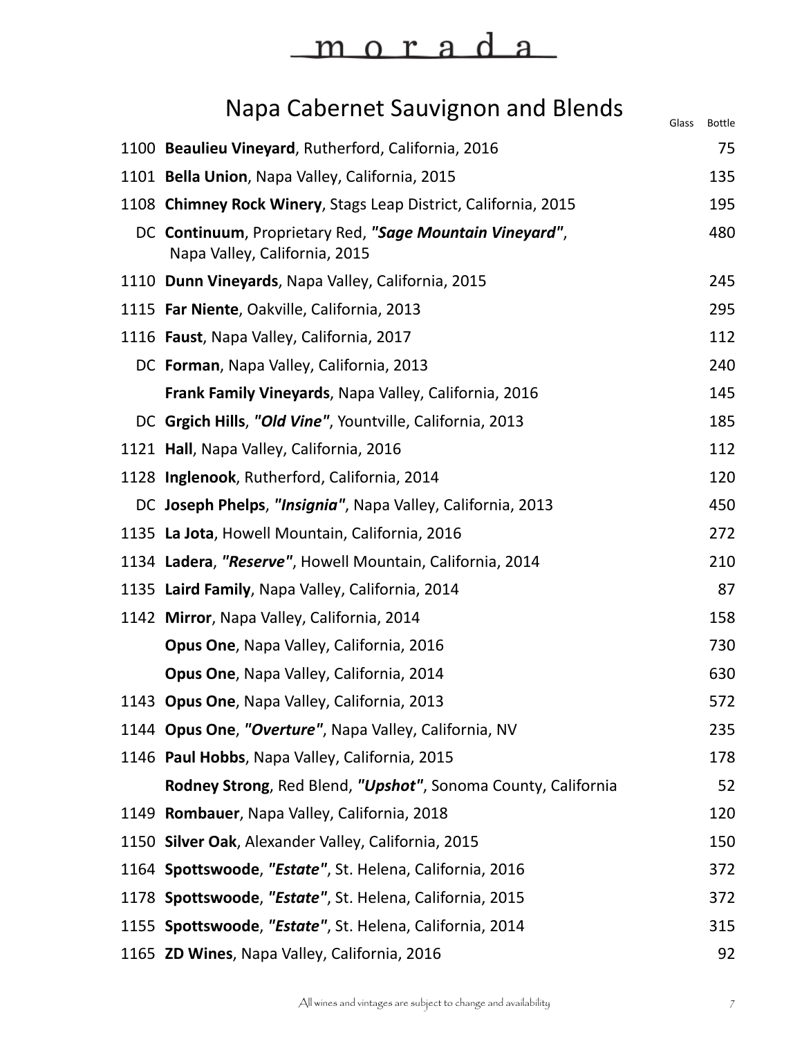# morada

## Napa Cabernet Sauvignon and Blends

| | | Glass | Bottle |
|---|---|---|---|
| 1100 | **Beaulieu Vineyard**, Rutherford, California, 2016 | | 75 |
| 1101 | **Bella Union**, Napa Valley, California, 2015 | | 135 |
| 1108 | **Chimney Rock Winery**, Stags Leap District, California, 2015 | | 195 |
| DC | **Continuum**, Proprietary Red, ***"Sage Mountain Vineyard"***, Napa Valley, California, 2015 | | 480 |
| 1110 | **Dunn Vineyards**, Napa Valley, California, 2015 | | 245 |
| 1115 | **Far Niente**, Oakville, California, 2013 | | 295 |
| 1116 | **Faust**, Napa Valley, California, 2017 | | 112 |
| DC | **Forman**, Napa Valley, California, 2013 | | 240 |
| | **Frank Family Vineyards**, Napa Valley, California, 2016 | | 145 |
| DC | **Grgich Hills**, ***"Old Vine"***, Yountville, California, 2013 | | 185 |
| 1121 | **Hall**, Napa Valley, California, 2016 | | 112 |
| 1128 | **Inglenook**, Rutherford, California, 2014 | | 120 |
| DC | **Joseph Phelps**, ***"Insignia"***, Napa Valley, California, 2013 | | 450 |
| 1135 | **La Jota**, Howell Mountain, California, 2016 | | 272 |
| 1134 | **Ladera**, ***"Reserve"***, Howell Mountain, California, 2014 | | 210 |
| 1135 | **Laird Family**, Napa Valley, California, 2014 | | 87 |
| 1142 | **Mirror**, Napa Valley, California, 2014 | | 158 |
| | **Opus One**, Napa Valley, California, 2016 | | 730 |
| | **Opus One**, Napa Valley, California, 2014 | | 630 |
| 1143 | **Opus One**, Napa Valley, California, 2013 | | 572 |
| 1144 | **Opus One**, ***"Overture"***, Napa Valley, California, NV | | 235 |
| 1146 | **Paul Hobbs**, Napa Valley, California, 2015 | | 178 |
| | **Rodney Strong**, Red Blend, ***"Upshot"***, Sonoma County, California | | 52 |
| 1149 | **Rombauer**, Napa Valley, California, 2018 | | 120 |
| 1150 | **Silver Oak**, Alexander Valley, California, 2015 | | 150 |
| 1164 | **Spottswoode**, ***"Estate"***, St. Helena, California, 2016 | | 372 |
| 1178 | **Spottswoode**, ***"Estate"***, St. Helena, California, 2015 | | 372 |
| 1155 | **Spottswoode**, ***"Estate"***, St. Helena, California, 2014 | | 315 |
| 1165 | **ZD Wines**, Napa Valley, California, 2016 | | 92 |

All wines and vintages are subject to change and availability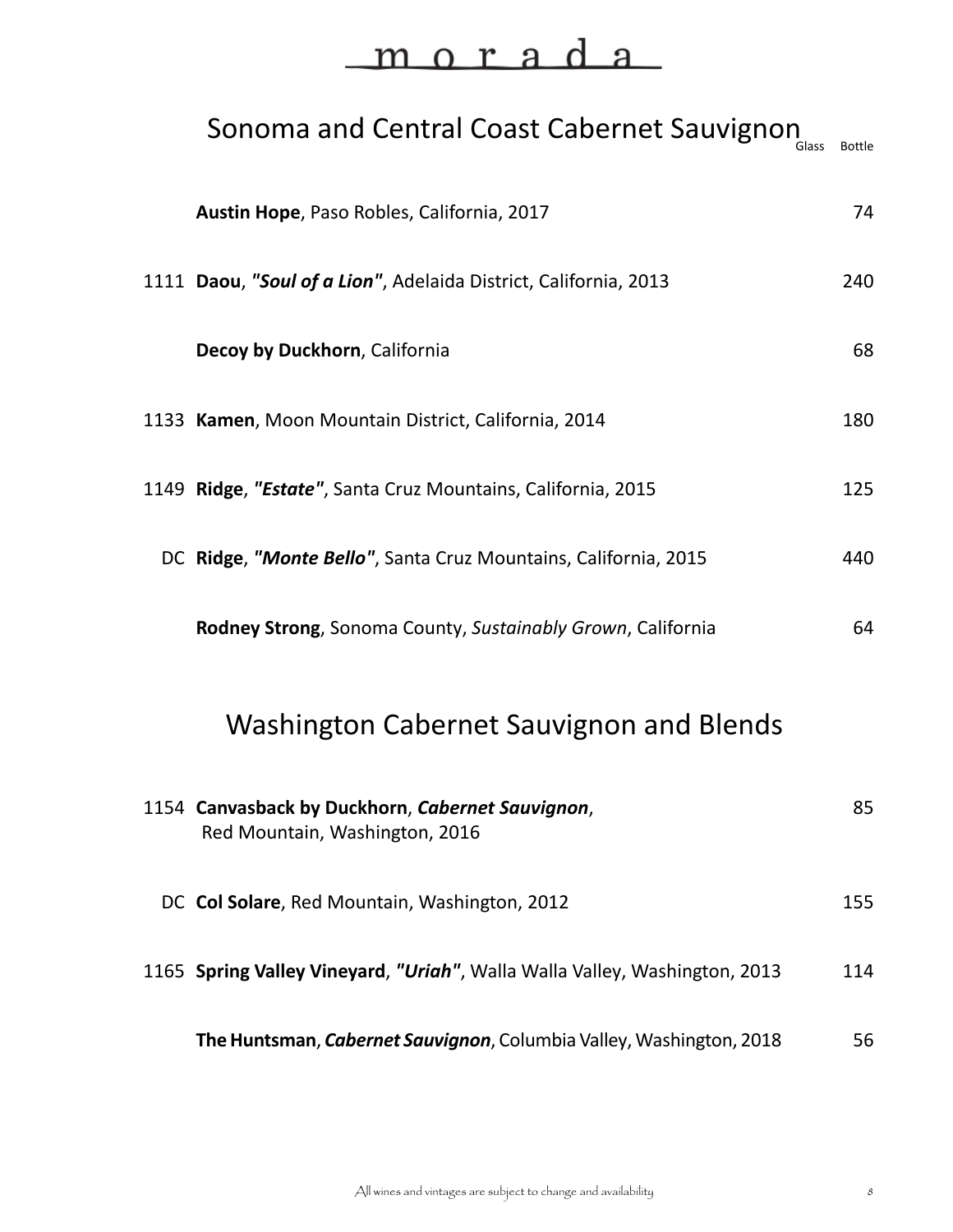# morada

## Sonoma and Central Coast Cabernet Sauvignon

| | | Glass | Bottle |
|---|---|---|---|
| | **Austin Hope**, Paso Robles, California, 2017 | | 74 |
| 1111 | **Daou**, ***"Soul of a Lion"***, Adelaida District, California, 2013 | | 240 |
| | **Decoy by Duckhorn**, California | | 68 |
| 1133 | **Kamen**, Moon Mountain District, California, 2014 | | 180 |
| 1149 | **Ridge**, ***"Estate"***, Santa Cruz Mountains, California, 2015 | | 125 |
| DC | **Ridge**, ***"Monte Bello"***, Santa Cruz Mountains, California, 2015 | | 440 |
| | **Rodney Strong**, Sonoma County, *Sustainably Grown*, California | | 64 |

## Washington Cabernet Sauvignon and Blends

| | | Glass | Bottle |
|---|---|---|---|
| 1154 | **Canvasback by Duckhorn**, ***Cabernet Sauvignon***, Red Mountain, Washington, 2016 | | 85 |
| DC | **Col Solare**, Red Mountain, Washington, 2012 | | 155 |
| 1165 | **Spring Valley Vineyard**, ***"Uriah"***, Walla Walla Valley, Washington, 2013 | | 114 |
| | **The Huntsman**, ***Cabernet Sauvignon***, Columbia Valley, Washington, 2018 | | 56 |

All wines and vintages are subject to change and availability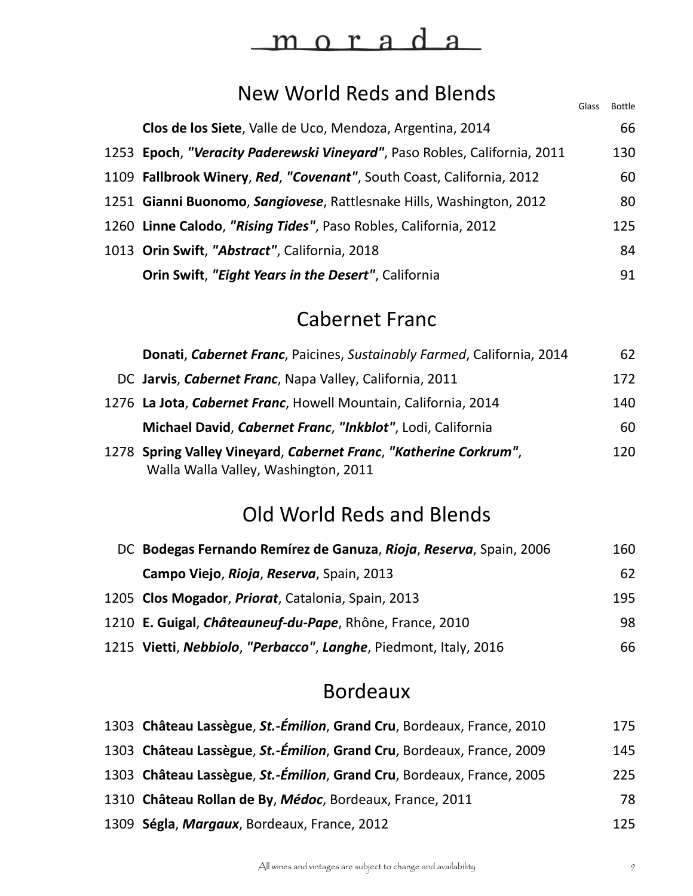# morada

## New World Reds and Blends

| | | Glass | Bottle |
|---|---|---|---|
| | **Clos de los Siete**, Valle de Uco, Mendoza, Argentina, 2014 | | 66 |
| 1253 | **Epoch**, ***"Veracity Paderewski Vineyard"***, Paso Robles, California, 2011 | | 130 |
| 1109 | **Fallbrook Winery**, ***Red***, ***"Covenant"***, South Coast, California, 2012 | | 60 |
| 1251 | **Gianni Buonomo**, ***Sangiovese***, Rattlesnake Hills, Washington, 2012 | | 80 |
| 1260 | **Linne Calodo**, ***"Rising Tides"***, Paso Robles, California, 2012 | | 125 |
| 1013 | **Orin Swift**, ***"Abstract"***, California, 2018 | | 84 |
| | **Orin Swift**, ***"Eight Years in the Desert"***, California | | 91 |

## Cabernet Franc

| | | Glass | Bottle |
|---|---|---|---|
| | **Donati**, ***Cabernet Franc***, Paicines, *Sustainably Farmed*, California, 2014 | | 62 |
| DC | **Jarvis**, ***Cabernet Franc***, Napa Valley, California, 2011 | | 172 |
| 1276 | **La Jota**, ***Cabernet Franc***, Howell Mountain, California, 2014 | | 140 |
| | **Michael David**, ***Cabernet Franc***, ***"Inkblot"***, Lodi, California | | 60 |
| 1278 | **Spring Valley Vineyard**, ***Cabernet Franc***, ***"Katherine Corkrum"***, Walla Walla Valley, Washington, 2011 | | 120 |

## Old World Reds and Blends

| | | Glass | Bottle |
|---|---|---|---|
| DC | **Bodegas Fernando Remírez de Ganuza**, ***Rioja***, ***Reserva***, Spain, 2006 | | 160 |
| | **Campo Viejo**, ***Rioja***, ***Reserva***, Spain, 2013 | | 62 |
| 1205 | **Clos Mogador**, ***Priorat***, Catalonia, Spain, 2013 | | 195 |
| 1210 | **E. Guigal**, ***Châteauneuf-du-Pape***, Rhône, France, 2010 | | 98 |
| 1215 | **Vietti**, ***Nebbiolo***, ***"Perbacco"***, ***Langhe***, Piedmont, Italy, 2016 | | 66 |

## Bordeaux

| | | Glass | Bottle |
|---|---|---|---|
| 1303 | **Château Lassègue**, ***St.-Émilion***, **Grand Cru**, Bordeaux, France, 2010 | | 175 |
| 1303 | **Château Lassègue**, ***St.-Émilion***, **Grand Cru**, Bordeaux, France, 2009 | | 145 |
| 1303 | **Château Lassègue**, ***St.-Émilion***, **Grand Cru**, Bordeaux, France, 2005 | | 225 |
| 1310 | **Château Rollan de By**, ***Médoc***, Bordeaux, France, 2011 | | 78 |
| 1309 | **Ségla**, ***Margaux***, Bordeaux, France, 2012 | | 125 |

All wines and vintages are subject to change and availability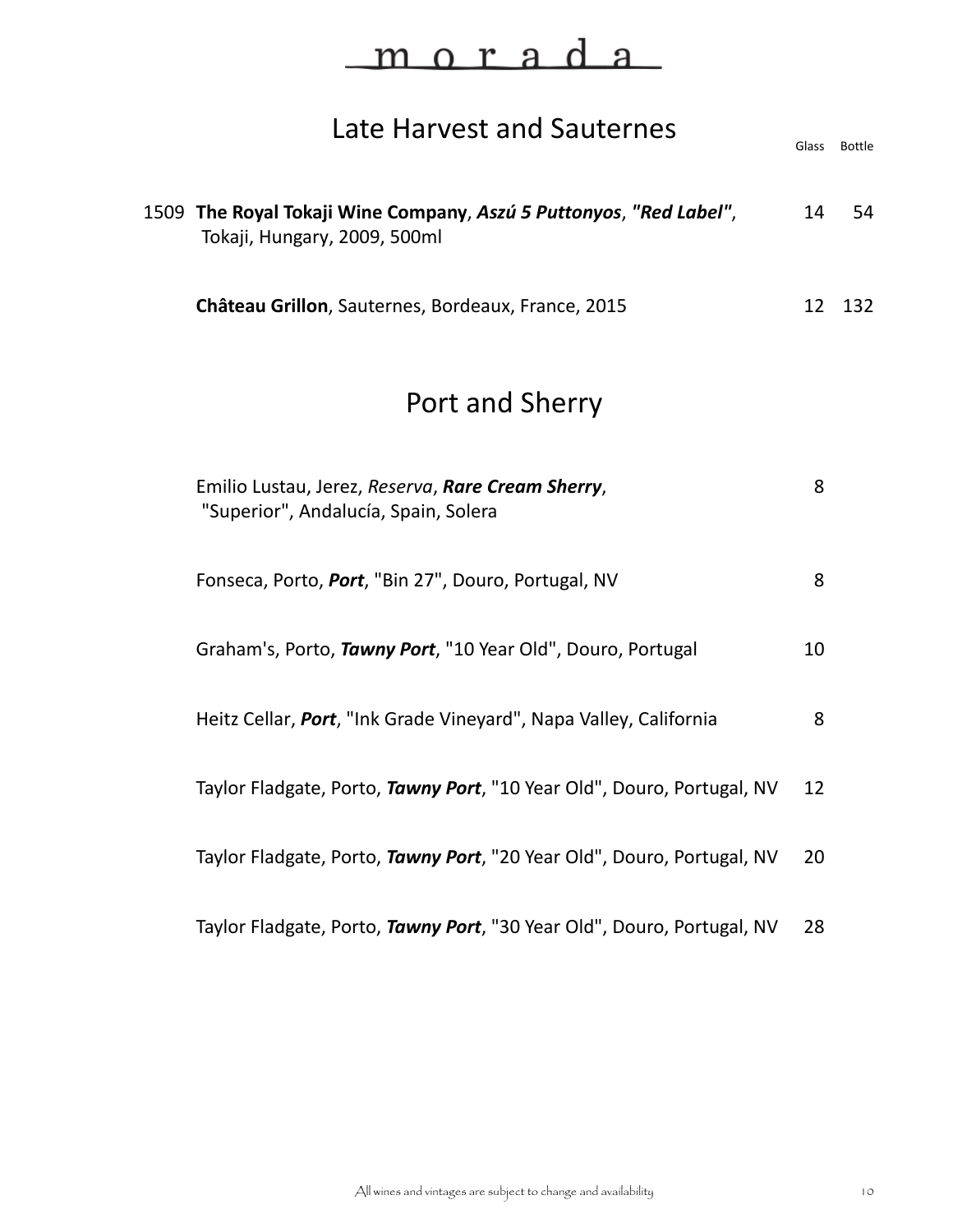# morada

## Late Harvest and Sauternes

| | | Glass | Bottle |
|---|---|---|---|
| 1509 | **The Royal Tokaji Wine Company**, ***Aszú 5 Puttonyos***, ***"Red Label"***, Tokaji, Hungary, 2009, 500ml | 14 | 54 |
| | **Château Grillon**, Sauternes, Bordeaux, France, 2015 | 12 | 132 |

## Port and Sherry

| | |
|---|---|
| Emilio Lustau, Jerez, *Reserva*, ***Rare Cream Sherry***, "Superior", Andalucía, Spain, Solera | 8 |
| Fonseca, Porto, ***Port***, "Bin 27", Douro, Portugal, NV | 8 |
| Graham's, Porto, ***Tawny Port***, "10 Year Old", Douro, Portugal | 10 |
| Heitz Cellar, ***Port***, "Ink Grade Vineyard", Napa Valley, California | 8 |
| Taylor Fladgate, Porto, ***Tawny Port***, "10 Year Old", Douro, Portugal, NV | 12 |
| Taylor Fladgate, Porto, ***Tawny Port***, "20 Year Old", Douro, Portugal, NV | 20 |
| Taylor Fladgate, Porto, ***Tawny Port***, "30 Year Old", Douro, Portugal, NV | 28 |

All wines and vintages are subject to change and availability